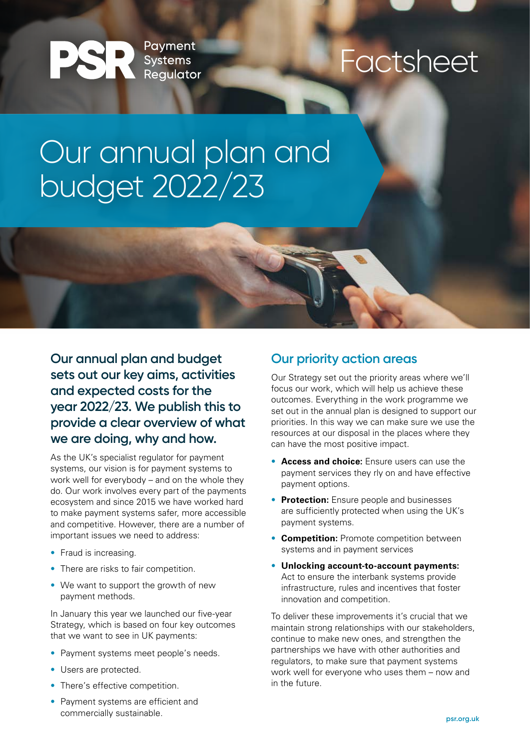PSR Payment Systems Regulator

Factsheet

# Our annual plan and budget 2022/23

## Our annual plan and budget sets out our key aims, activities and expected costs for the year 2022/23. We publish this to provide a clear overview of what we are doing, why and how.

As the UK's specialist regulator for payment systems, our vision is for payment systems to work well for everybody – and on the whole they do. Our work involves every part of the payments ecosystem and since 2015 we have worked hard to make payment systems safer, more accessible and competitive. However, there are a number of important issues we need to address:

- Fraud is increasing.
- There are risks to fair competition.
- We want to support the growth of new payment methods.

In January this year we launched our five-year Strategy, which is based on four key outcomes that we want to see in UK payments:

- Payment systems meet people's needs.
- Users are protected.
- There's effective competition.
- Payment systems are efficient and commercially sustainable.

## Our priority action areas

Our Strategy set out the priority areas where we'll focus our work, which will help us achieve these outcomes. Everything in the work programme we set out in the annual plan is designed to support our priorities. In this way we can make sure we use the resources at our disposal in the places where they can have the most positive impact.

- **Access and choice:** Ensure users can use the payment services they rly on and have effective payment options.
- **Protection:** Ensure people and businesses are sufficiently protected when using the UK's payment systems.
- **Competition:** Promote competition between systems and in payment services
- **Unlocking account-to-account payments:** Act to ensure the interbank systems provide infrastructure, rules and incentives that foster innovation and competition.

To deliver these improvements it's crucial that we maintain strong relationships with our stakeholders, continue to make new ones, and strengthen the partnerships we have with other authorities and regulators, to make sure that payment systems work well for everyone who uses them – now and in the future.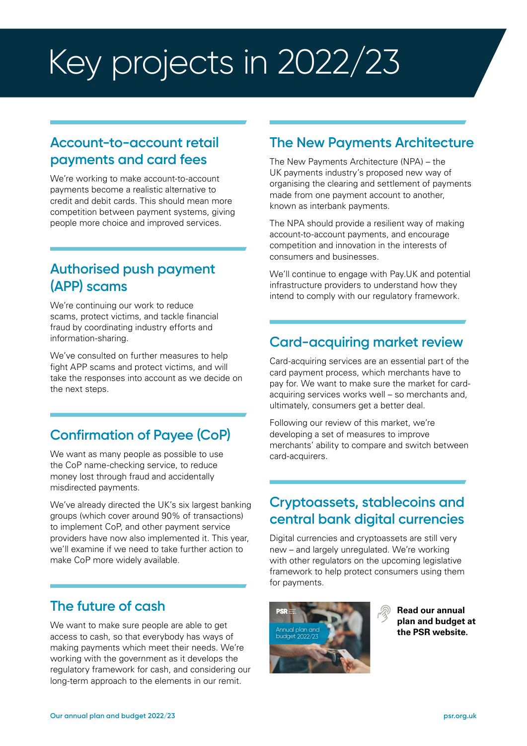# Key projects in 2022/23

## Account-to-account retail payments and card fees

We're working to make account-to-account payments become a realistic alternative to credit and debit cards. This should mean more competition between payment systems, giving people more choice and improved services.

## Authorised push payment (APP) scams

We're continuing our work to reduce scams, protect victims, and tackle financial fraud by coordinating industry efforts and information-sharing.

We've consulted on further measures to help fight APP scams and protect victims, and will take the responses into account as we decide on the next steps.

## Confirmation of Payee (CoP)

We want as many people as possible to use the CoP name-checking service, to reduce money lost through fraud and accidentally misdirected payments.

We've already directed the UK's six largest banking groups (which cover around 90% of transactions) to implement CoP, and other payment service providers have now also implemented it. This year, we'll examine if we need to take further action to make CoP more widely available.

## The future of cash

We want to make sure people are able to get access to cash, so that everybody has ways of making payments which meet their needs. We're working with the government as it develops the regulatory framework for cash, and considering our long-term approach to the elements in our remit.

## The New Payments Architecture

The New Payments Architecture (NPA) – the UK payments industry's proposed new way of organising the clearing and settlement of payments made from one payment account to another, known as interbank payments.

The NPA should provide a resilient way of making account-to-account payments, and encourage competition and innovation in the interests of consumers and businesses.

We'll continue to engage with Pay.UK and potential infrastructure providers to understand how they intend to comply with our regulatory framework.

## Card-acquiring market review

Card-acquiring services are an essential part of the card payment process, which merchants have to pay for. We want to make sure the market for card-acquiring services works well – so merchants and, ultimately, consumers get a better deal.

Following our review of this market, we're developing a set of measures to improve merchants' ability to compare and switch between card-acquirers.

## Cryptoassets, stablecoins and central bank digital currencies

Digital currencies and cryptoassets are still very new – and largely unregulated. We're working with other regulators on the upcoming legislative framework to help protect consumers using them for payments.

**Read our annual plan and budget at the PSR website.**